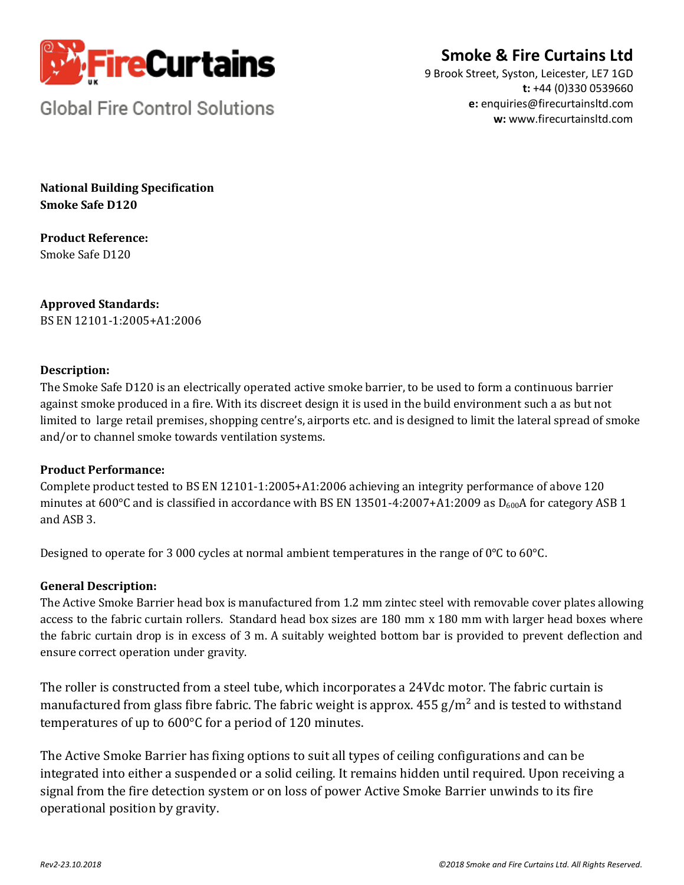FireCurtains UK

Global Fire Control Solutions

**Smoke & Fire Curtains Ltd**
9 Brook Street, Syston, Leicester, LE7 1GD
**t:** +44 (0)330 0539660
**e:** enquiries@firecurtainsltd.com
**w:** www.firecurtainsltd.com

**National Building Specification**
**Smoke Safe D120**

**Product Reference:**
Smoke Safe D120

**Approved Standards:**
BS EN 12101-1:2005+A1:2006

**Description:**
The Smoke Safe D120 is an electrically operated active smoke barrier, to be used to form a continuous barrier against smoke produced in a fire. With its discreet design it is used in the build environment such a as but not limited to large retail premises, shopping centre's, airports etc. and is designed to limit the lateral spread of smoke and/or to channel smoke towards ventilation systems.

**Product Performance:**
Complete product tested to BS EN 12101-1:2005+A1:2006 achieving an integrity performance of above 120 minutes at 600°C and is classified in accordance with BS EN 13501-4:2007+A1:2009 as $D_{600}$A for category ASB 1 and ASB 3.

Designed to operate for 3 000 cycles at normal ambient temperatures in the range of 0°C to 60°C.

**General Description:**
The Active Smoke Barrier head box is manufactured from 1.2 mm zintec steel with removable cover plates allowing access to the fabric curtain rollers. Standard head box sizes are 180 mm x 180 mm with larger head boxes where the fabric curtain drop is in excess of 3 m. A suitably weighted bottom bar is provided to prevent deflection and ensure correct operation under gravity.

The roller is constructed from a steel tube, which incorporates a 24Vdc motor. The fabric curtain is manufactured from glass fibre fabric. The fabric weight is approx. 455 g/m² and is tested to withstand temperatures of up to 600°C for a period of 120 minutes.

The Active Smoke Barrier has fixing options to suit all types of ceiling configurations and can be integrated into either a suspended or a solid ceiling. It remains hidden until required. Upon receiving a signal from the fire detection system or on loss of power Active Smoke Barrier unwinds to its fire operational position by gravity.

*Rev2-23.10.2018*

*©2018 Smoke and Fire Curtains Ltd. All Rights Reserved.*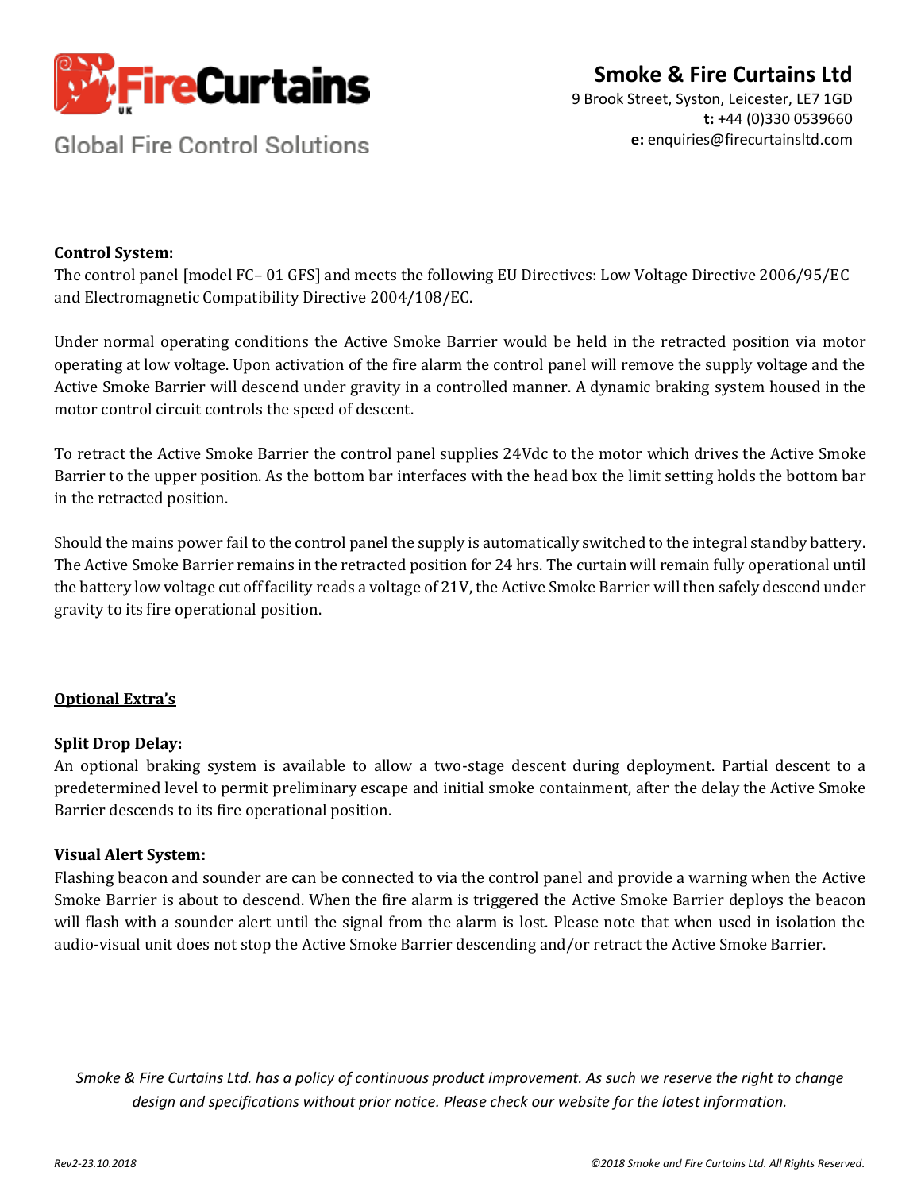**Control System:**

The control panel [model FC– 01 GFS] and meets the following EU Directives: Low Voltage Directive 2006/95/EC and Electromagnetic Compatibility Directive 2004/108/EC.

Under normal operating conditions the Active Smoke Barrier would be held in the retracted position via motor operating at low voltage. Upon activation of the fire alarm the control panel will remove the supply voltage and the Active Smoke Barrier will descend under gravity in a controlled manner. A dynamic braking system housed in the motor control circuit controls the speed of descent.

To retract the Active Smoke Barrier the control panel supplies 24Vdc to the motor which drives the Active Smoke Barrier to the upper position. As the bottom bar interfaces with the head box the limit setting holds the bottom bar in the retracted position.

Should the mains power fail to the control panel the supply is automatically switched to the integral standby battery. The Active Smoke Barrier remains in the retracted position for 24 hrs. The curtain will remain fully operational until the battery low voltage cut off facility reads a voltage of 21V, the Active Smoke Barrier will then safely descend under gravity to its fire operational position.

## Optional Extra's

**Split Drop Delay:**

An optional braking system is available to allow a two-stage descent during deployment. Partial descent to a predetermined level to permit preliminary escape and initial smoke containment, after the delay the Active Smoke Barrier descends to its fire operational position.

**Visual Alert System:**

Flashing beacon and sounder are can be connected to via the control panel and provide a warning when the Active Smoke Barrier is about to descend. When the fire alarm is triggered the Active Smoke Barrier deploys the beacon will flash with a sounder alert until the signal from the alarm is lost. Please note that when used in isolation the audio-visual unit does not stop the Active Smoke Barrier descending and/or retract the Active Smoke Barrier.

*Smoke & Fire Curtains Ltd. has a policy of continuous product improvement. As such we reserve the right to change design and specifications without prior notice. Please check our website for the latest information.*